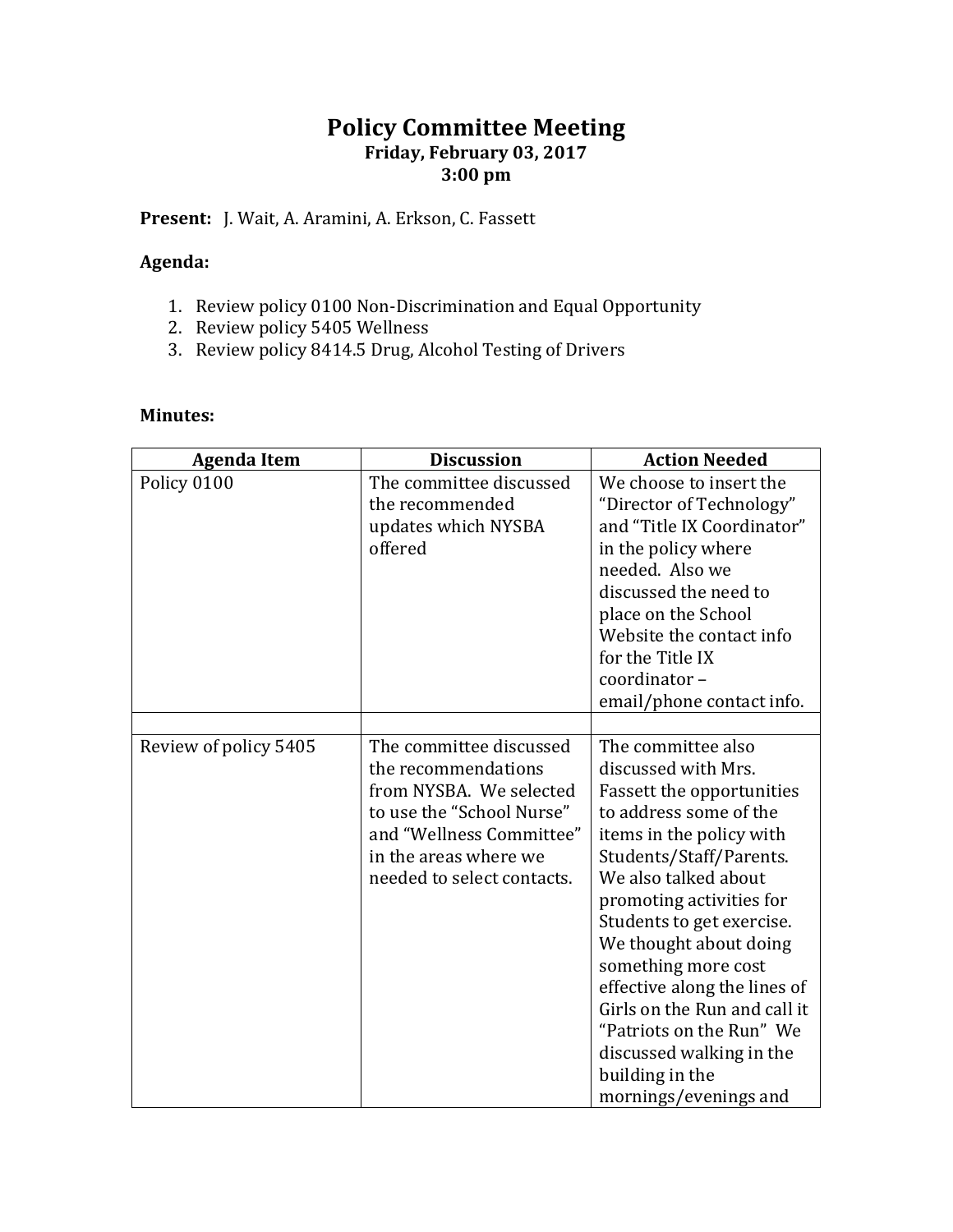# Policy Committee Meeting

**Friday, February 03, 2017**
**3:00 pm**

**Present:** J. Wait, A. Aramini, A. Erkson, C. Fassett

**Agenda:**

1. Review policy 0100 Non-Discrimination and Equal Opportunity
2. Review policy 5405 Wellness
3. Review policy 8414.5 Drug, Alcohol Testing of Drivers

**Minutes:**

| Agenda Item | Discussion | Action Needed |
|---|---|---|
| Policy 0100 | The committee discussed the recommended updates which NYSBA offered | We choose to insert the "Director of Technology" and "Title IX Coordinator" in the policy where needed. Also we discussed the need to place on the School Website the contact info for the Title IX coordinator – email/phone contact info. |
| | | |
| Review of policy 5405 | The committee discussed the recommendations from NYSBA. We selected to use the "School Nurse" and "Wellness Committee" in the areas where we needed to select contacts. | The committee also discussed with Mrs. Fassett the opportunities to address some of the items in the policy with Students/Staff/Parents. We also talked about promoting activities for Students to get exercise. We thought about doing something more cost effective along the lines of Girls on the Run and call it "Patriots on the Run" We discussed walking in the building in the mornings/evenings and |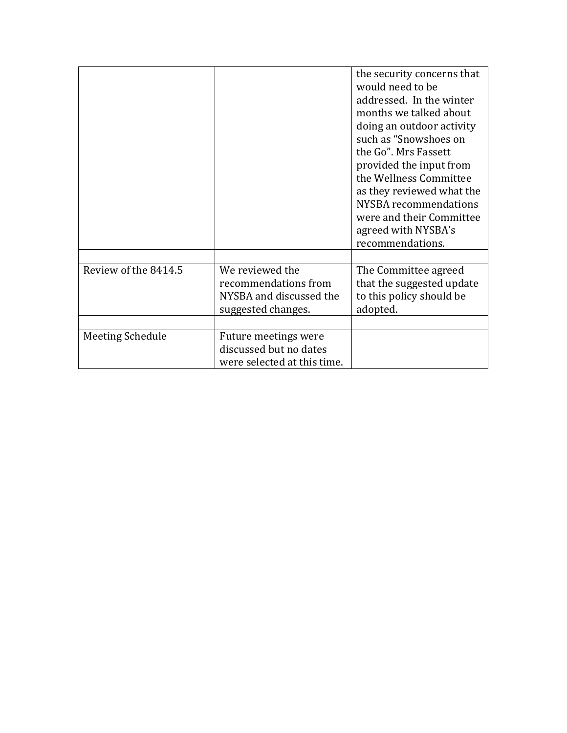| | | |
|---|---|---|
| | | the security concerns that would need to be addressed. In the winter months we talked about doing an outdoor activity such as "Snowshoes on the Go". Mrs Fassett provided the input from the Wellness Committee as they reviewed what the NYSBA recommendations were and their Committee agreed with NYSBA's recommendations. |
| | | |
| Review of the 8414.5 | We reviewed the recommendations from NYSBA and discussed the suggested changes. | The Committee agreed that the suggested update to this policy should be adopted. |
| | | |
| Meeting Schedule | Future meetings were discussed but no dates were selected at this time. | |